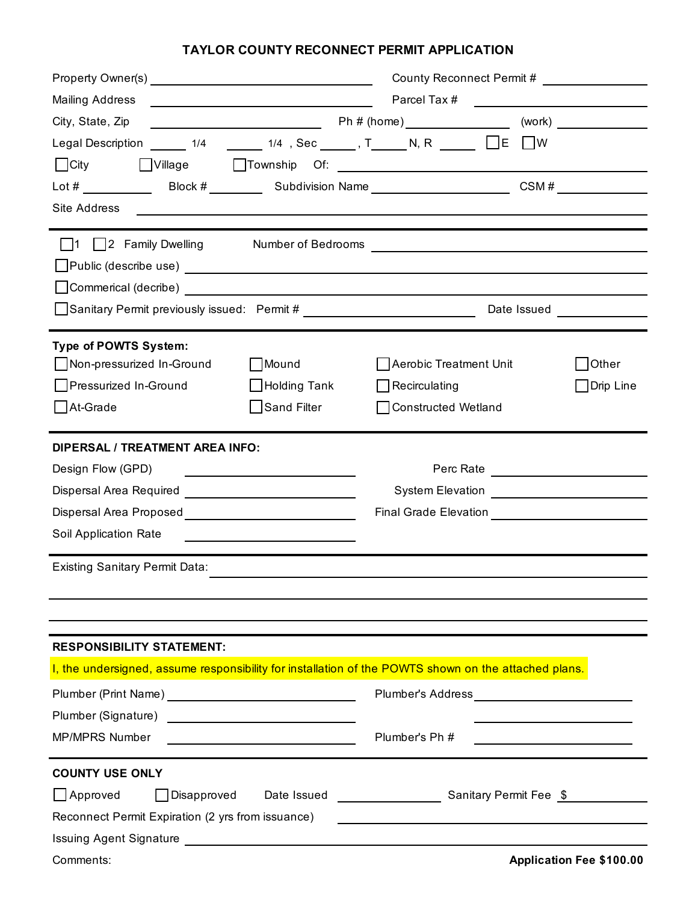# TAYLOR COUNTY RECONNECT PERMIT APPLICATION

Property Owner(s) ______________________________ County Reconnect Permit # ______________

Mailing Address ______________________________ Parcel Tax # ______________

City, State, Zip ______________________________ Ph # (home) ______________ (work) ______________

Legal Description _____ 1/4 _____ 1/4 , Sec _____, T_____ N, R _____ ☐ E ☐ W

☐ City ☐ Village ☐ Township Of: ______________________________

Lot # __________ Block # __________ Subdivision Name ______________________ CSM # __________

Site Address ______________________________________________

---

☐ 1 ☐ 2 Family Dwelling Number of Bedrooms ______________

☐ Public (describe use) ______________________________________________

☐ Commerical (decribe) ______________________________________________

☐ Sanitary Permit previously issued: Permit # ______________________ Date Issued ______________

---

**Type of POWTS System:**

☐ Non-pressurized In-Ground ☐ Mound ☐ Aerobic Treatment Unit ☐ Other

☐ Pressurized In-Ground ☐ Holding Tank ☐ Recirculating ☐ Drip Line

☐ At-Grade ☐ Sand Filter ☐ Constructed Wetland

---

**DIPERSAL / TREATMENT AREA INFO:**

Design Flow (GPD) ______________ Perc Rate ______________

Dispersal Area Required ______________ System Elevation ______________

Dispersal Area Proposed ______________ Final Grade Elevation ______________

Soil Application Rate ______________

---

Existing Sanitary Permit Data: ______________________________________________

______________________________________________________________________

______________________________________________________________________

---

**RESPONSIBILITY STATEMENT:**

I, the undersigned, assume responsibility for installation of the POWTS shown on the attached plans.

Plumber (Print Name) ______________________ Plumber's Address ______________________

Plumber (Signature) ______________________ ______________________

MP/MPRS Number ______________________ Plumber's Ph # ______________________

---

**COUNTY USE ONLY**

☐ Approved ☐ Disapproved Date Issued ______________ Sanitary Permit Fee $ ______________

Reconnect Permit Expiration (2 yrs from issuance) ______________________________

Issuing Agent Signature ______________________________________________

Comments: **Application Fee $100.00**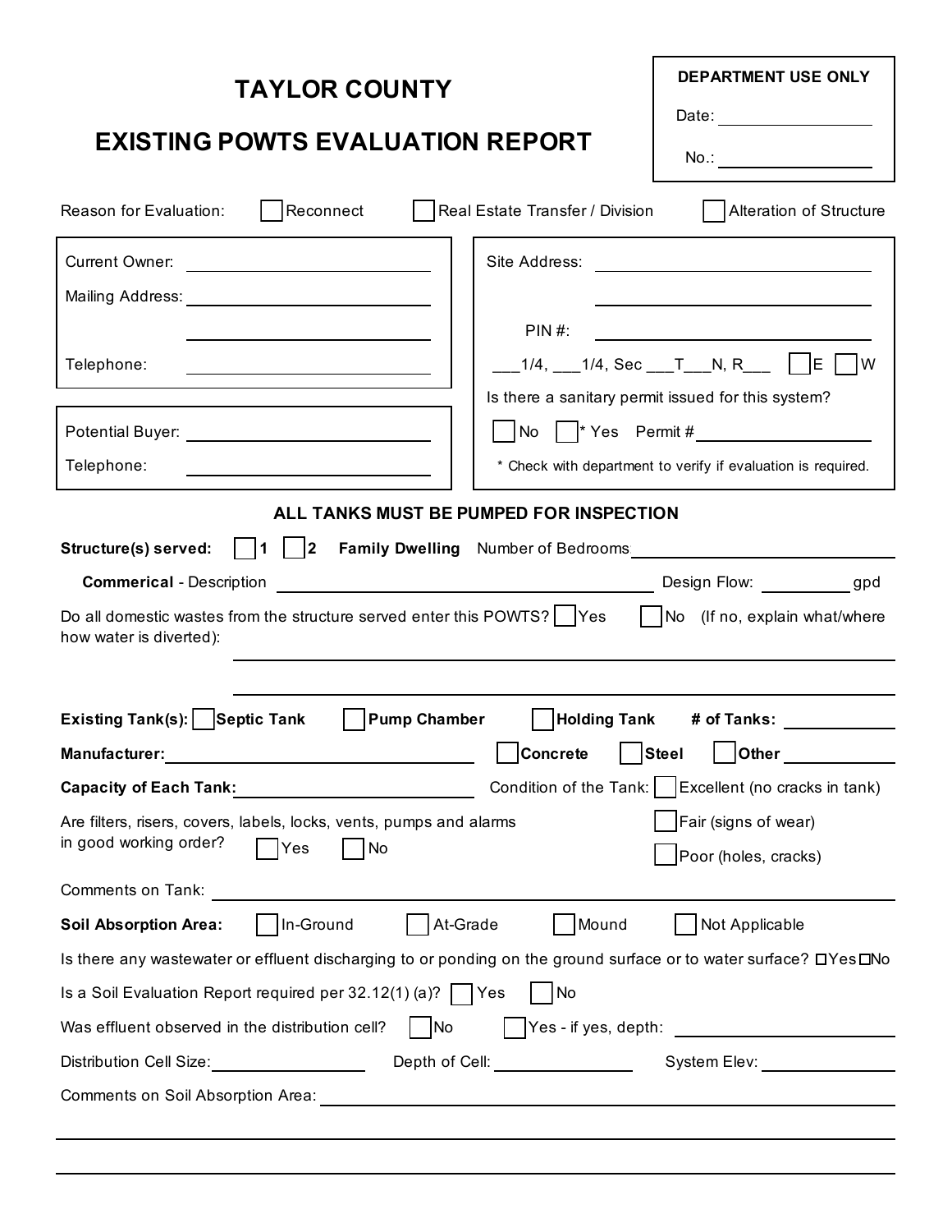# TAYLOR COUNTY

# EXISTING POWTS EVALUATION REPORT

**DEPARTMENT USE ONLY**

Date: ______________

No.: ______________

Reason for Evaluation: ☐ Reconnect ☐ Real Estate Transfer / Division ☐ Alteration of Structure

Current Owner: ______________

Mailing Address: ______________

______________

Telephone: ______________

Site Address: ______________

______________

PIN #: ______________

___1/4, ___1/4, Sec ___T___N, R___ ☐ E ☐ W

Is there a sanitary permit issued for this system?

☐ No ☐ * Yes Permit # ______________

\* Check with department to verify if evaluation is required.

Potential Buyer: ______________

Telephone: ______________

**ALL TANKS MUST BE PUMPED FOR INSPECTION**

**Structure(s) served:** ☐ **1** ☐ **2** **Family Dwelling** Number of Bedrooms ______________

**Commerical** - Description ______________ Design Flow: __________ gpd

Do all domestic wastes from the structure served enter this POWTS? ☐ Yes ☐ No (If no, explain what/where how water is diverted):

______________

______________

**Existing Tank(s):** ☐ **Septic Tank** ☐ **Pump Chamber** ☐ **Holding Tank** **# of Tanks:** __________

**Manufacturer:** ______________ ☐ **Concrete** ☐ **Steel** ☐ **Other** __________

**Capacity of Each Tank:** ______________

Condition of the Tank: ☐ Excellent (no cracks in tank) ☐ Fair (signs of wear) ☐ Poor (holes, cracks)

Are filters, risers, covers, labels, locks, vents, pumps and alarms in good working order? ☐ Yes ☐ No

Comments on Tank: ______________

**Soil Absorption Area:** ☐ In-Ground ☐ At-Grade ☐ Mound ☐ Not Applicable

Is there any wastewater or effluent discharging to or ponding on the ground surface or to water surface? ☐ Yes ☐ No

Is a Soil Evaluation Report required per 32.12(1) (a)? ☐ Yes ☐ No

Was effluent observed in the distribution cell? ☐ No ☐ Yes - if yes, depth: ______________

Distribution Cell Size: __________ Depth of Cell: __________ System Elev: __________

Comments on Soil Absorption Area: ______________

______________

______________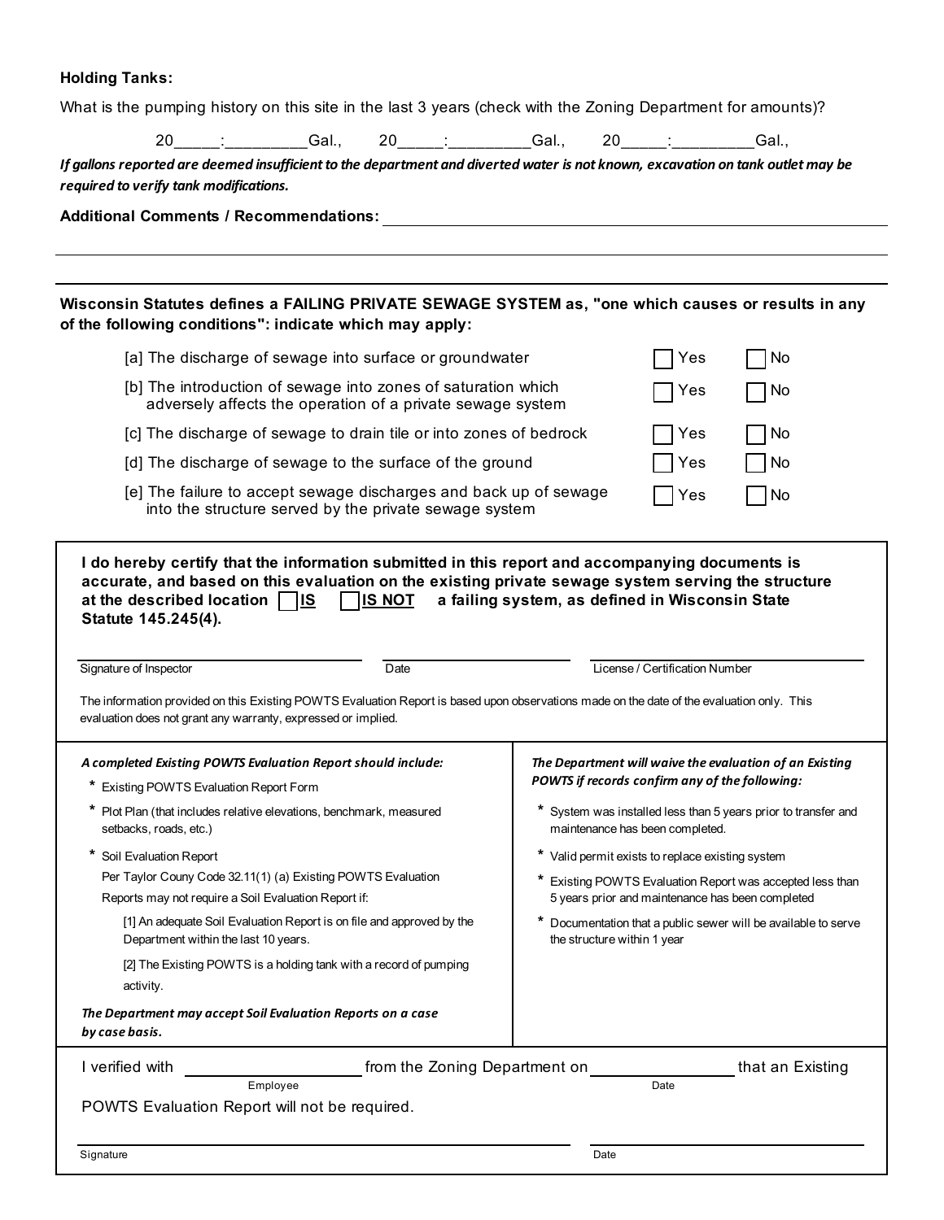**Holding Tanks:**

What is the pumping history on this site in the last 3 years (check with the Zoning Department for amounts)?

20_____:_________Gal., 20_____:_________Gal., 20_____:_________Gal.,

***If gallons reported are deemed insufficient to the department and diverted water is not known, excavation on tank outlet may be required to verify tank modifications.***

**Additional Comments / Recommendations:** ____________________________________________________________

____________________________________________________________________________________________

**Wisconsin Statutes defines a FAILING PRIVATE SEWAGE SYSTEM as, "one which causes or results in any of the following conditions": indicate which may apply:**

| | | |
|---|---|---|
| [a] The discharge of sewage into surface or groundwater | ☐ Yes | ☐ No |
| [b] The introduction of sewage into zones of saturation which adversely affects the operation of a private sewage system | ☐ Yes | ☐ No |
| [c] The discharge of sewage to drain tile or into zones of bedrock | ☐ Yes | ☐ No |
| [d] The discharge of sewage to the surface of the ground | ☐ Yes | ☐ No |
| [e] The failure to accept sewage discharges and back up of sewage into the structure served by the private sewage system | ☐ Yes | ☐ No |

**I do hereby certify that the information submitted in this report and accompanying documents is accurate, and based on this evaluation on the existing private sewage system serving the structure at the described location ☐ IS ☐ IS NOT a failing system, as defined in Wisconsin State Statute 145.245(4).**

_________________________ Signature of Inspector

_________________________ Date

_________________________ License / Certification Number

The information provided on this Existing POWTS Evaluation Report is based upon observations made on the date of the evaluation only. This evaluation does not grant any warranty, expressed or implied.

***A completed Existing POWTS Evaluation Report should include:***

- \* Existing POWTS Evaluation Report Form
- \* Plot Plan (that includes relative elevations, benchmark, measured setbacks, roads, etc.)
- \* Soil Evaluation Report

  Per Taylor Couny Code 32.11(1) (a) Existing POWTS Evaluation Reports may not require a Soil Evaluation Report if:

  [1] An adequate Soil Evaluation Report is on file and approved by the Department within the last 10 years.

  [2] The Existing POWTS is a holding tank with a record of pumping activity.

***The Department may accept Soil Evaluation Reports on a case by case basis.***

***The Department will waive the evaluation of an Existing POWTS if records confirm any of the following:***

- \* System was installed less than 5 years prior to transfer and maintenance has been completed.
- \* Valid permit exists to replace existing system
- \* Existing POWTS Evaluation Report was accepted less than 5 years prior and maintenance has been completed
- \* Documentation that a public sewer will be available to serve the structure within 1 year

I verified with ____________________ (Employee) from the Zoning Department on ________________ (Date) that an Existing POWTS Evaluation Report will not be required.

_________________________ Signature

_________________________ Date